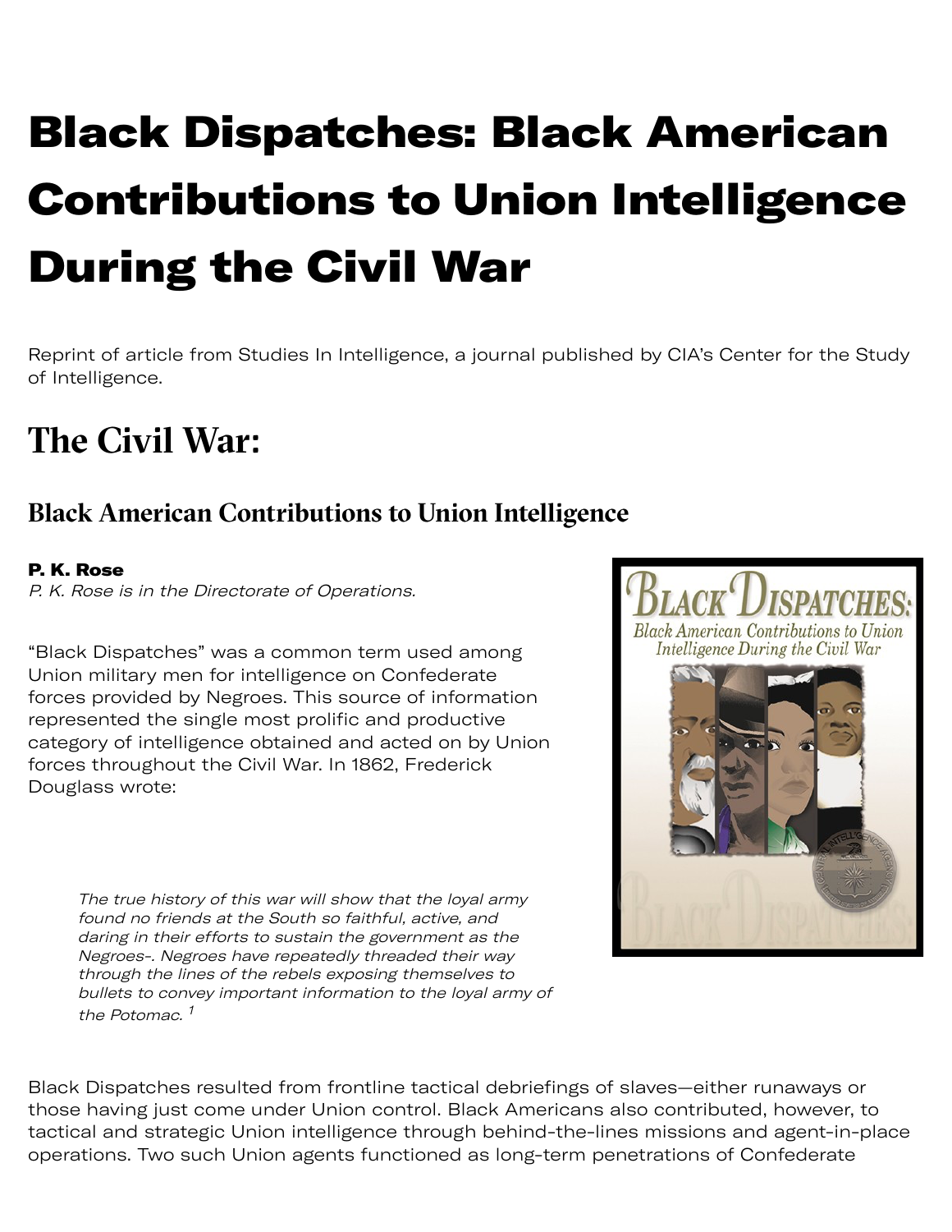# Black Dispatches: Black American Contributions to Union Intelligence During the Civil War

Reprint of article from Studies In Intelligence, a journal published by CIA's Center for the Study of Intelligence.

## The Civil War:

### Black American Contributions to Union Intelligence

**P. K. Rose**

*P. K. Rose is in the Directorate of Operations.*

"Black Dispatches" was a common term used among Union military men for intelligence on Confederate forces provided by Negroes. This source of information represented the single most prolific and productive category of intelligence obtained and acted on by Union forces throughout the Civil War. In 1862, Frederick Douglass wrote:

> *The true history of this war will show that the loyal army found no friends at the South so faithful, active, and daring in their efforts to sustain the government as the Negroes-. Negroes have repeatedly threaded their way through the lines of the rebels exposing themselves to bullets to convey important information to the loyal army of the Potomac.* [1]

Black Dispatches resulted from frontline tactical debriefings of slaves—either runaways or those having just come under Union control. Black Americans also contributed, however, to tactical and strategic Union intelligence through behind-the-lines missions and agent-in-place operations. Two such Union agents functioned as long-term penetrations of Confederate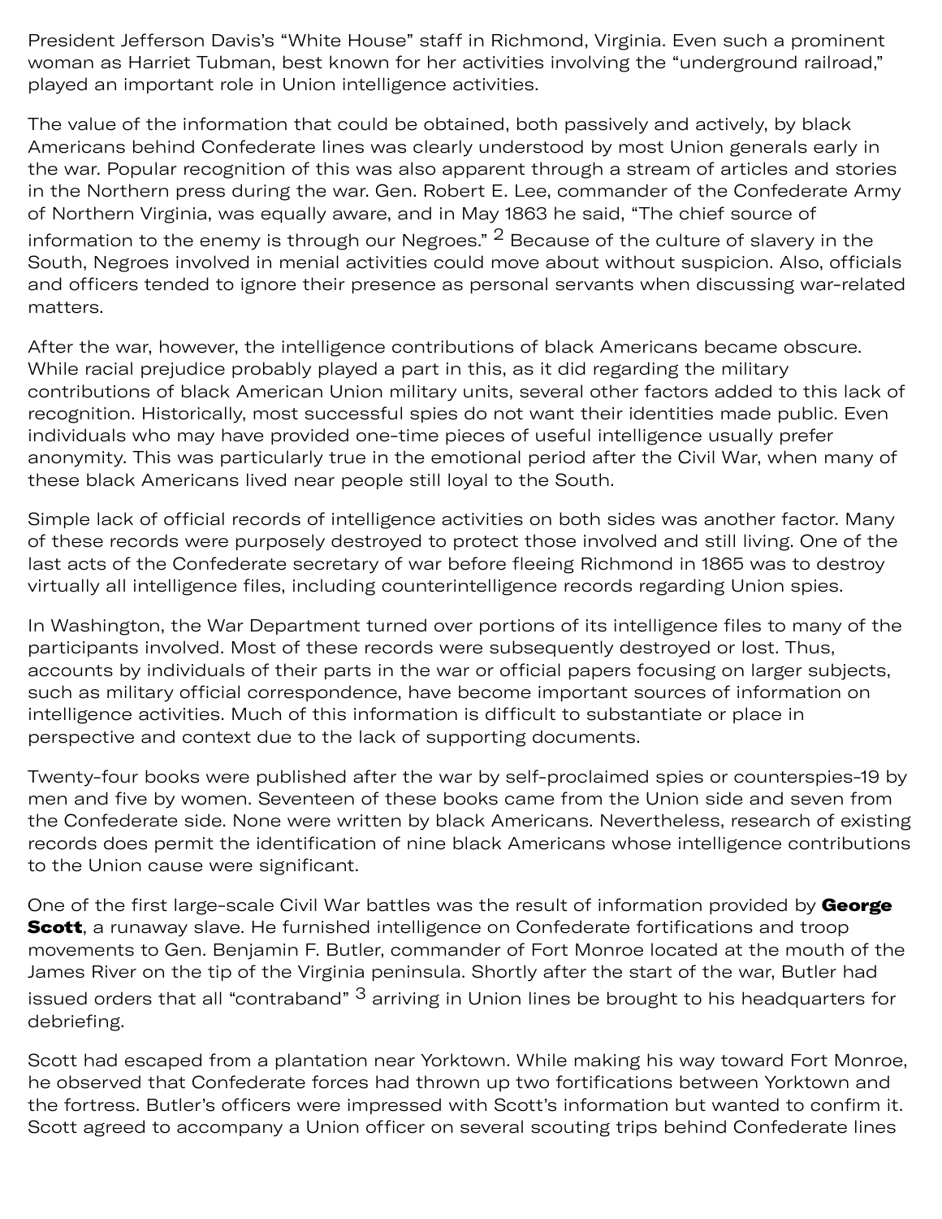President Jefferson Davis's "White House" staff in Richmond, Virginia. Even such a prominent woman as Harriet Tubman, best known for her activities involving the "underground railroad," played an important role in Union intelligence activities.

The value of the information that could be obtained, both passively and actively, by black Americans behind Confederate lines was clearly understood by most Union generals early in the war. Popular recognition of this was also apparent through a stream of articles and stories in the Northern press during the war. Gen. Robert E. Lee, commander of the Confederate Army of Northern Virginia, was equally aware, and in May 1863 he said, "The chief source of information to the enemy is through our Negroes." [2] Because of the culture of slavery in the South, Negroes involved in menial activities could move about without suspicion. Also, officials and officers tended to ignore their presence as personal servants when discussing war-related matters.

After the war, however, the intelligence contributions of black Americans became obscure. While racial prejudice probably played a part in this, as it did regarding the military contributions of black American Union military units, several other factors added to this lack of recognition. Historically, most successful spies do not want their identities made public. Even individuals who may have provided one-time pieces of useful intelligence usually prefer anonymity. This was particularly true in the emotional period after the Civil War, when many of these black Americans lived near people still loyal to the South.

Simple lack of official records of intelligence activities on both sides was another factor. Many of these records were purposely destroyed to protect those involved and still living. One of the last acts of the Confederate secretary of war before fleeing Richmond in 1865 was to destroy virtually all intelligence files, including counterintelligence records regarding Union spies.

In Washington, the War Department turned over portions of its intelligence files to many of the participants involved. Most of these records were subsequently destroyed or lost. Thus, accounts by individuals of their parts in the war or official papers focusing on larger subjects, such as military official correspondence, have become important sources of information on intelligence activities. Much of this information is difficult to substantiate or place in perspective and context due to the lack of supporting documents.

Twenty-four books were published after the war by self-proclaimed spies or counterspies-19 by men and five by women. Seventeen of these books came from the Union side and seven from the Confederate side. None were written by black Americans. Nevertheless, research of existing records does permit the identification of nine black Americans whose intelligence contributions to the Union cause were significant.

One of the first large-scale Civil War battles was the result of information provided by **George Scott**, a runaway slave. He furnished intelligence on Confederate fortifications and troop movements to Gen. Benjamin F. Butler, commander of Fort Monroe located at the mouth of the James River on the tip of the Virginia peninsula. Shortly after the start of the war, Butler had issued orders that all "contraband" [3] arriving in Union lines be brought to his headquarters for debriefing.

Scott had escaped from a plantation near Yorktown. While making his way toward Fort Monroe, he observed that Confederate forces had thrown up two fortifications between Yorktown and the fortress. Butler's officers were impressed with Scott's information but wanted to confirm it. Scott agreed to accompany a Union officer on several scouting trips behind Confederate lines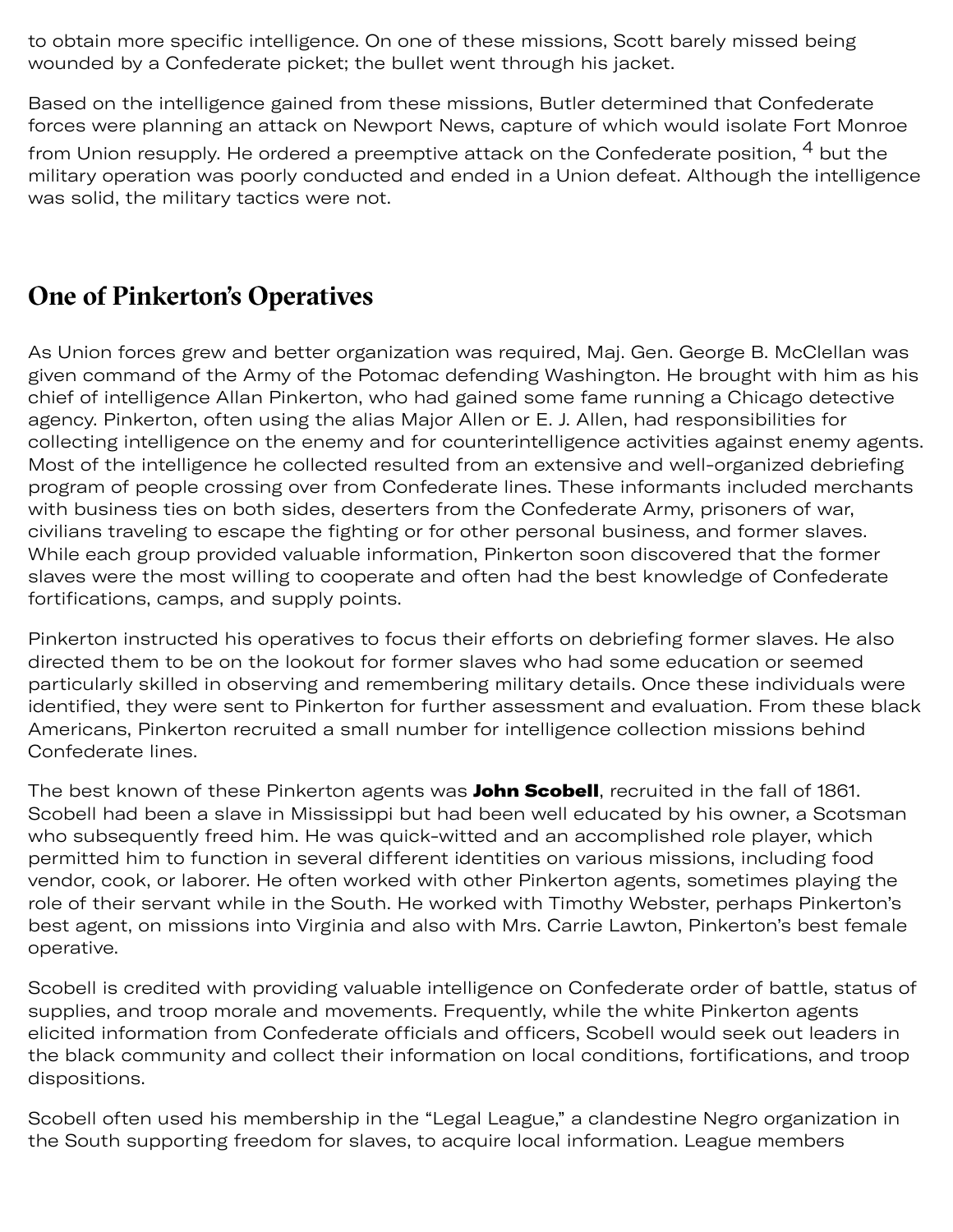to obtain more specific intelligence. On one of these missions, Scott barely missed being wounded by a Confederate picket; the bullet went through his jacket.

Based on the intelligence gained from these missions, Butler determined that Confederate forces were planning an attack on Newport News, capture of which would isolate Fort Monroe from Union resupply. He ordered a preemptive attack on the Confederate position, [4] but the military operation was poorly conducted and ended in a Union defeat. Although the intelligence was solid, the military tactics were not.

## One of Pinkerton's Operatives

As Union forces grew and better organization was required, Maj. Gen. George B. McClellan was given command of the Army of the Potomac defending Washington. He brought with him as his chief of intelligence Allan Pinkerton, who had gained some fame running a Chicago detective agency. Pinkerton, often using the alias Major Allen or E. J. Allen, had responsibilities for collecting intelligence on the enemy and for counterintelligence activities against enemy agents. Most of the intelligence he collected resulted from an extensive and well-organized debriefing program of people crossing over from Confederate lines. These informants included merchants with business ties on both sides, deserters from the Confederate Army, prisoners of war, civilians traveling to escape the fighting or for other personal business, and former slaves. While each group provided valuable information, Pinkerton soon discovered that the former slaves were the most willing to cooperate and often had the best knowledge of Confederate fortifications, camps, and supply points.

Pinkerton instructed his operatives to focus their efforts on debriefing former slaves. He also directed them to be on the lookout for former slaves who had some education or seemed particularly skilled in observing and remembering military details. Once these individuals were identified, they were sent to Pinkerton for further assessment and evaluation. From these black Americans, Pinkerton recruited a small number for intelligence collection missions behind Confederate lines.

The best known of these Pinkerton agents was **John Scobell**, recruited in the fall of 1861. Scobell had been a slave in Mississippi but had been well educated by his owner, a Scotsman who subsequently freed him. He was quick-witted and an accomplished role player, which permitted him to function in several different identities on various missions, including food vendor, cook, or laborer. He often worked with other Pinkerton agents, sometimes playing the role of their servant while in the South. He worked with Timothy Webster, perhaps Pinkerton's best agent, on missions into Virginia and also with Mrs. Carrie Lawton, Pinkerton's best female operative.

Scobell is credited with providing valuable intelligence on Confederate order of battle, status of supplies, and troop morale and movements. Frequently, while the white Pinkerton agents elicited information from Confederate officials and officers, Scobell would seek out leaders in the black community and collect their information on local conditions, fortifications, and troop dispositions.

Scobell often used his membership in the "Legal League," a clandestine Negro organization in the South supporting freedom for slaves, to acquire local information. League members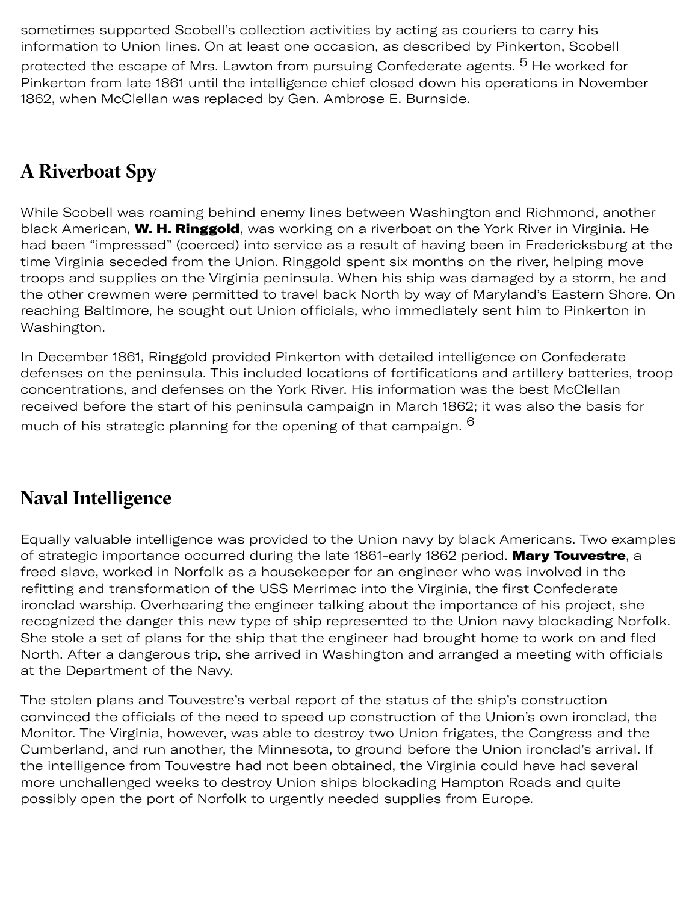sometimes supported Scobell's collection activities by acting as couriers to carry his information to Union lines. On at least one occasion, as described by Pinkerton, Scobell protected the escape of Mrs. Lawton from pursuing Confederate agents. [5] He worked for Pinkerton from late 1861 until the intelligence chief closed down his operations in November 1862, when McClellan was replaced by Gen. Ambrose E. Burnside.

## A Riverboat Spy

While Scobell was roaming behind enemy lines between Washington and Richmond, another black American, **W. H. Ringgold**, was working on a riverboat on the York River in Virginia. He had been "impressed" (coerced) into service as a result of having been in Fredericksburg at the time Virginia seceded from the Union. Ringgold spent six months on the river, helping move troops and supplies on the Virginia peninsula. When his ship was damaged by a storm, he and the other crewmen were permitted to travel back North by way of Maryland's Eastern Shore. On reaching Baltimore, he sought out Union officials, who immediately sent him to Pinkerton in Washington.

In December 1861, Ringgold provided Pinkerton with detailed intelligence on Confederate defenses on the peninsula. This included locations of fortifications and artillery batteries, troop concentrations, and defenses on the York River. His information was the best McClellan received before the start of his peninsula campaign in March 1862; it was also the basis for much of his strategic planning for the opening of that campaign. [6]

## Naval Intelligence

Equally valuable intelligence was provided to the Union navy by black Americans. Two examples of strategic importance occurred during the late 1861–early 1862 period. **Mary Touvestre**, a freed slave, worked in Norfolk as a housekeeper for an engineer who was involved in the refitting and transformation of the USS Merrimac into the Virginia, the first Confederate ironclad warship. Overhearing the engineer talking about the importance of his project, she recognized the danger this new type of ship represented to the Union navy blockading Norfolk. She stole a set of plans for the ship that the engineer had brought home to work on and fled North. After a dangerous trip, she arrived in Washington and arranged a meeting with officials at the Department of the Navy.

The stolen plans and Touvestre's verbal report of the status of the ship's construction convinced the officials of the need to speed up construction of the Union's own ironclad, the Monitor. The Virginia, however, was able to destroy two Union frigates, the Congress and the Cumberland, and run another, the Minnesota, to ground before the Union ironclad's arrival. If the intelligence from Touvestre had not been obtained, the Virginia could have had several more unchallenged weeks to destroy Union ships blockading Hampton Roads and quite possibly open the port of Norfolk to urgently needed supplies from Europe.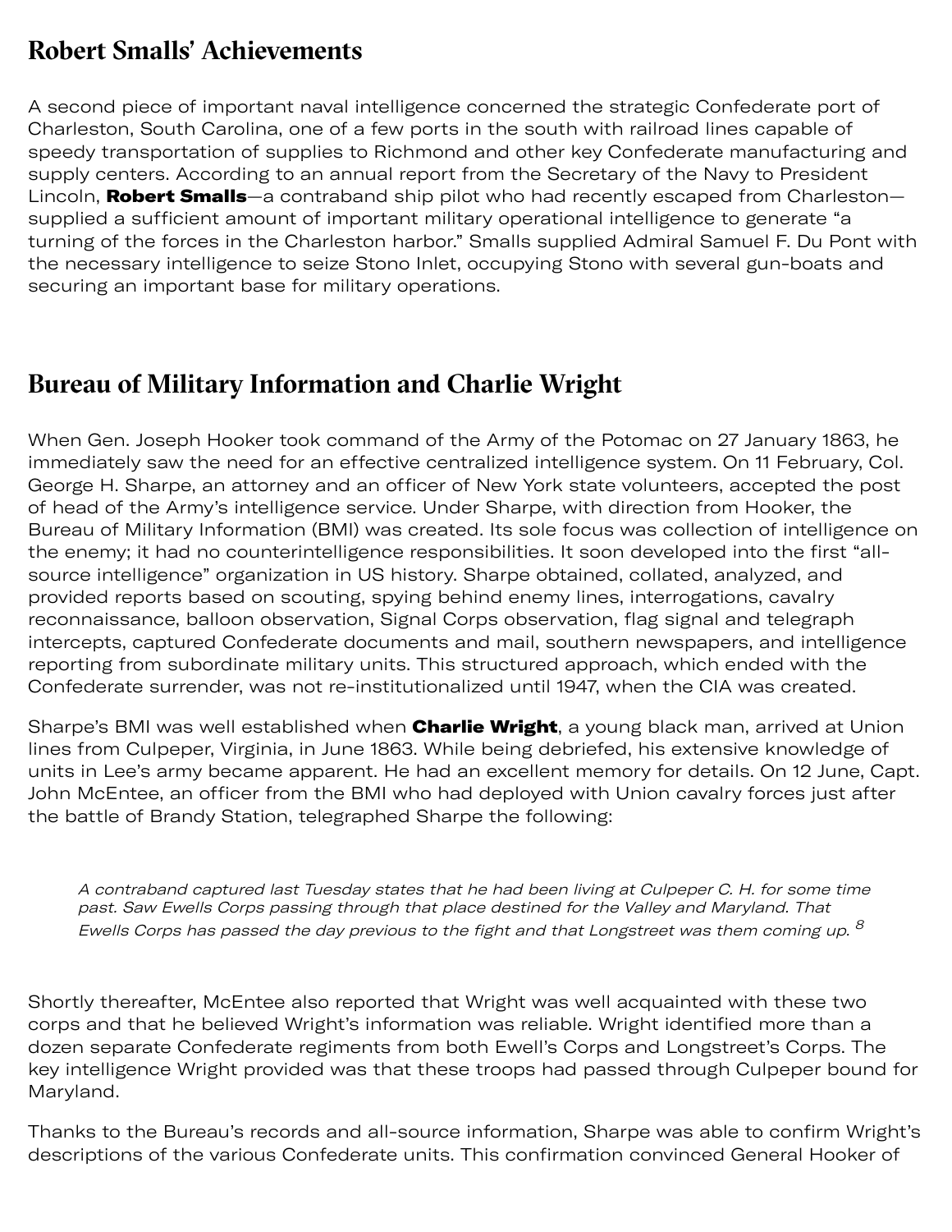## Robert Smalls' Achievements

A second piece of important naval intelligence concerned the strategic Confederate port of Charleston, South Carolina, one of a few ports in the south with railroad lines capable of speedy transportation of supplies to Richmond and other key Confederate manufacturing and supply centers. According to an annual report from the Secretary of the Navy to President Lincoln, **Robert Smalls**—a contraband ship pilot who had recently escaped from Charleston—supplied a sufficient amount of important military operational intelligence to generate "a turning of the forces in the Charleston harbor." Smalls supplied Admiral Samuel F. Du Pont with the necessary intelligence to seize Stono Inlet, occupying Stono with several gun-boats and securing an important base for military operations.

## Bureau of Military Information and Charlie Wright

When Gen. Joseph Hooker took command of the Army of the Potomac on 27 January 1863, he immediately saw the need for an effective centralized intelligence system. On 11 February, Col. George H. Sharpe, an attorney and an officer of New York state volunteers, accepted the post of head of the Army's intelligence service. Under Sharpe, with direction from Hooker, the Bureau of Military Information (BMI) was created. Its sole focus was collection of intelligence on the enemy; it had no counterintelligence responsibilities. It soon developed into the first "all-source intelligence" organization in US history. Sharpe obtained, collated, analyzed, and provided reports based on scouting, spying behind enemy lines, interrogations, cavalry reconnaissance, balloon observation, Signal Corps observation, flag signal and telegraph intercepts, captured Confederate documents and mail, southern newspapers, and intelligence reporting from subordinate military units. This structured approach, which ended with the Confederate surrender, was not re-institutionalized until 1947, when the CIA was created.

Sharpe's BMI was well established when **Charlie Wright**, a young black man, arrived at Union lines from Culpeper, Virginia, in June 1863. While being debriefed, his extensive knowledge of units in Lee's army became apparent. He had an excellent memory for details. On 12 June, Capt. John McEntee, an officer from the BMI who had deployed with Union cavalry forces just after the battle of Brandy Station, telegraphed Sharpe the following:

> *A contraband captured last Tuesday states that he had been living at Culpeper C. H. for some time past. Saw Ewells Corps passing through that place destined for the Valley and Maryland. That Ewells Corps has passed the day previous to the fight and that Longstreet was them coming up.* [8]

Shortly thereafter, McEntee also reported that Wright was well acquainted with these two corps and that he believed Wright's information was reliable. Wright identified more than a dozen separate Confederate regiments from both Ewell's Corps and Longstreet's Corps. The key intelligence Wright provided was that these troops had passed through Culpeper bound for Maryland.

Thanks to the Bureau's records and all-source information, Sharpe was able to confirm Wright's descriptions of the various Confederate units. This confirmation convinced General Hooker of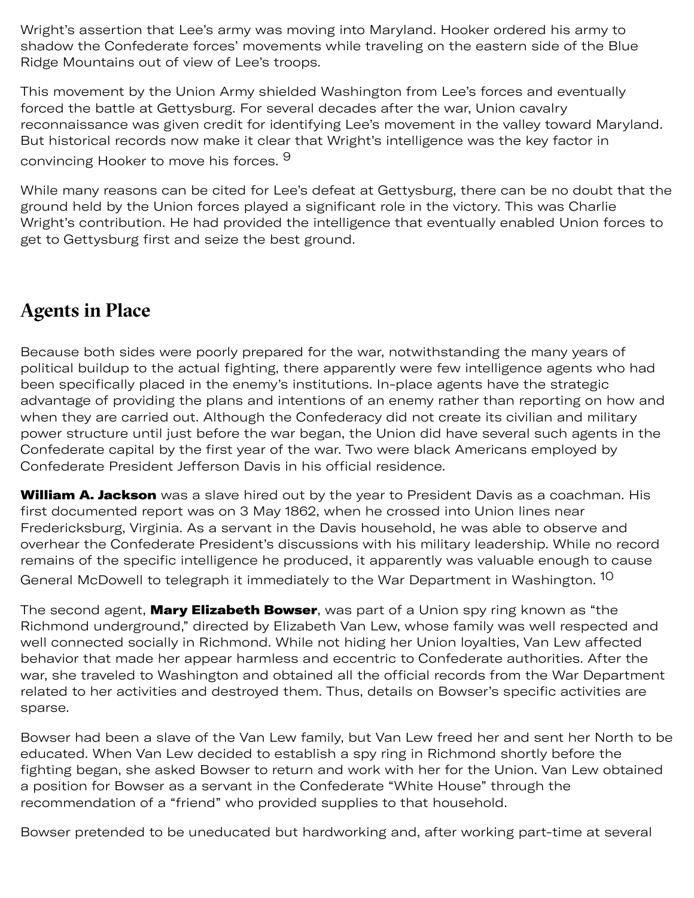Wright's assertion that Lee's army was moving into Maryland. Hooker ordered his army to shadow the Confederate forces' movements while traveling on the eastern side of the Blue Ridge Mountains out of view of Lee's troops.

This movement by the Union Army shielded Washington from Lee's forces and eventually forced the battle at Gettysburg. For several decades after the war, Union cavalry reconnaissance was given credit for identifying Lee's movement in the valley toward Maryland. But historical records now make it clear that Wright's intelligence was the key factor in convincing Hooker to move his forces. [9]

While many reasons can be cited for Lee's defeat at Gettysburg, there can be no doubt that the ground held by the Union forces played a significant role in the victory. This was Charlie Wright's contribution. He had provided the intelligence that eventually enabled Union forces to get to Gettysburg first and seize the best ground.

## Agents in Place

Because both sides were poorly prepared for the war, notwithstanding the many years of political buildup to the actual fighting, there apparently were few intelligence agents who had been specifically placed in the enemy's institutions. In-place agents have the strategic advantage of providing the plans and intentions of an enemy rather than reporting on how and when they are carried out. Although the Confederacy did not create its civilian and military power structure until just before the war began, the Union did have several such agents in the Confederate capital by the first year of the war. Two were black Americans employed by Confederate President Jefferson Davis in his official residence.

**William A. Jackson** was a slave hired out by the year to President Davis as a coachman. His first documented report was on 3 May 1862, when he crossed into Union lines near Fredericksburg, Virginia. As a servant in the Davis household, he was able to observe and overhear the Confederate President's discussions with his military leadership. While no record remains of the specific intelligence he produced, it apparently was valuable enough to cause General McDowell to telegraph it immediately to the War Department in Washington. [10]

The second agent, **Mary Elizabeth Bowser**, was part of a Union spy ring known as "the Richmond underground," directed by Elizabeth Van Lew, whose family was well respected and well connected socially in Richmond. While not hiding her Union loyalties, Van Lew affected behavior that made her appear harmless and eccentric to Confederate authorities. After the war, she traveled to Washington and obtained all the official records from the War Department related to her activities and destroyed them. Thus, details on Bowser's specific activities are sparse.

Bowser had been a slave of the Van Lew family, but Van Lew freed her and sent her North to be educated. When Van Lew decided to establish a spy ring in Richmond shortly before the fighting began, she asked Bowser to return and work with her for the Union. Van Lew obtained a position for Bowser as a servant in the Confederate "White House" through the recommendation of a "friend" who provided supplies to that household.

Bowser pretended to be uneducated but hardworking and, after working part-time at several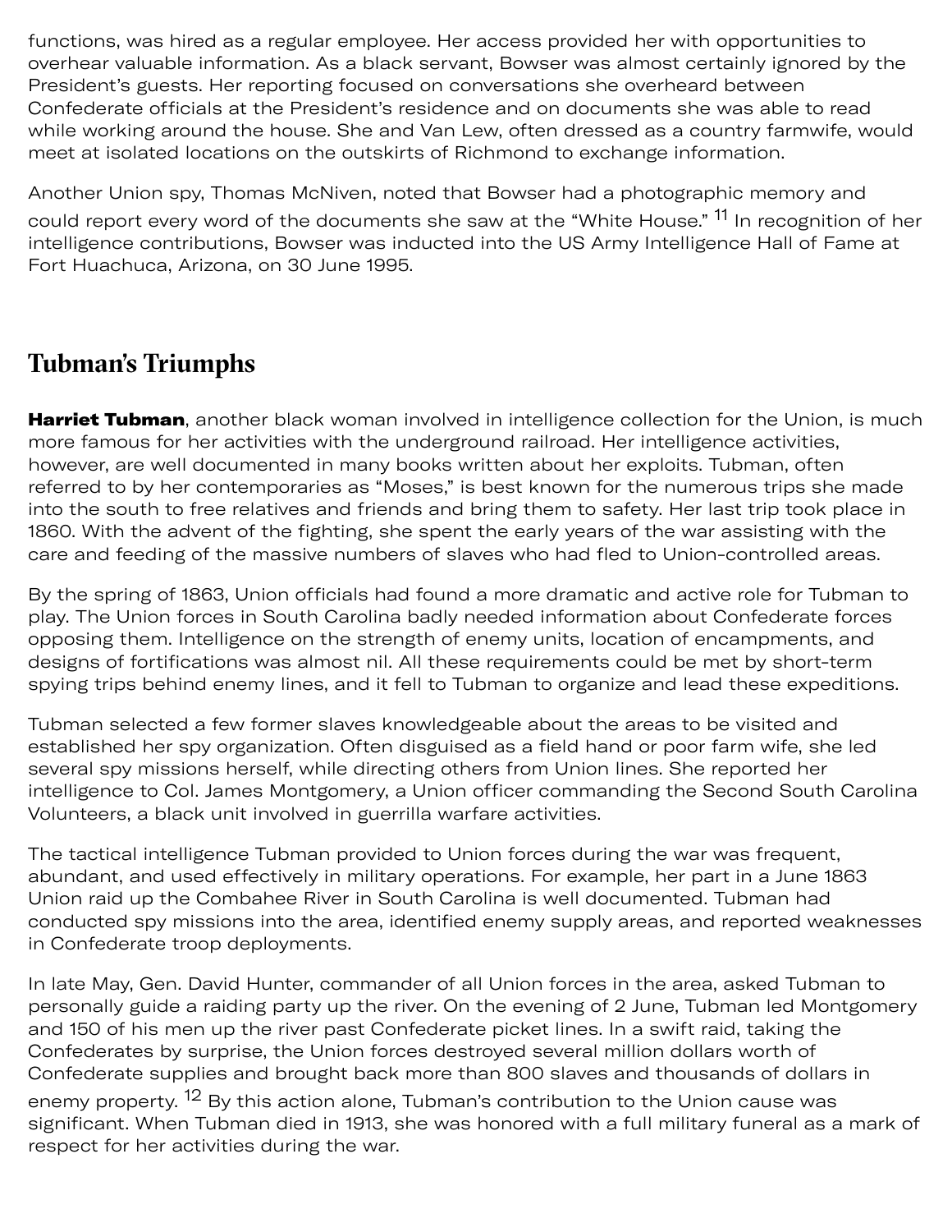functions, was hired as a regular employee. Her access provided her with opportunities to overhear valuable information. As a black servant, Bowser was almost certainly ignored by the President's guests. Her reporting focused on conversations she overheard between Confederate officials at the President's residence and on documents she was able to read while working around the house. She and Van Lew, often dressed as a country farmwife, would meet at isolated locations on the outskirts of Richmond to exchange information.

Another Union spy, Thomas McNiven, noted that Bowser had a photographic memory and could report every word of the documents she saw at the "White House." [11] In recognition of her intelligence contributions, Bowser was inducted into the US Army Intelligence Hall of Fame at Fort Huachuca, Arizona, on 30 June 1995.

## Tubman's Triumphs

**Harriet Tubman**, another black woman involved in intelligence collection for the Union, is much more famous for her activities with the underground railroad. Her intelligence activities, however, are well documented in many books written about her exploits. Tubman, often referred to by her contemporaries as "Moses," is best known for the numerous trips she made into the south to free relatives and friends and bring them to safety. Her last trip took place in 1860. With the advent of the fighting, she spent the early years of the war assisting with the care and feeding of the massive numbers of slaves who had fled to Union-controlled areas.

By the spring of 1863, Union officials had found a more dramatic and active role for Tubman to play. The Union forces in South Carolina badly needed information about Confederate forces opposing them. Intelligence on the strength of enemy units, location of encampments, and designs of fortifications was almost nil. All these requirements could be met by short-term spying trips behind enemy lines, and it fell to Tubman to organize and lead these expeditions.

Tubman selected a few former slaves knowledgeable about the areas to be visited and established her spy organization. Often disguised as a field hand or poor farm wife, she led several spy missions herself, while directing others from Union lines. She reported her intelligence to Col. James Montgomery, a Union officer commanding the Second South Carolina Volunteers, a black unit involved in guerrilla warfare activities.

The tactical intelligence Tubman provided to Union forces during the war was frequent, abundant, and used effectively in military operations. For example, her part in a June 1863 Union raid up the Combahee River in South Carolina is well documented. Tubman had conducted spy missions into the area, identified enemy supply areas, and reported weaknesses in Confederate troop deployments.

In late May, Gen. David Hunter, commander of all Union forces in the area, asked Tubman to personally guide a raiding party up the river. On the evening of 2 June, Tubman led Montgomery and 150 of his men up the river past Confederate picket lines. In a swift raid, taking the Confederates by surprise, the Union forces destroyed several million dollars worth of Confederate supplies and brought back more than 800 slaves and thousands of dollars in enemy property. [12] By this action alone, Tubman's contribution to the Union cause was significant. When Tubman died in 1913, she was honored with a full military funeral as a mark of respect for her activities during the war.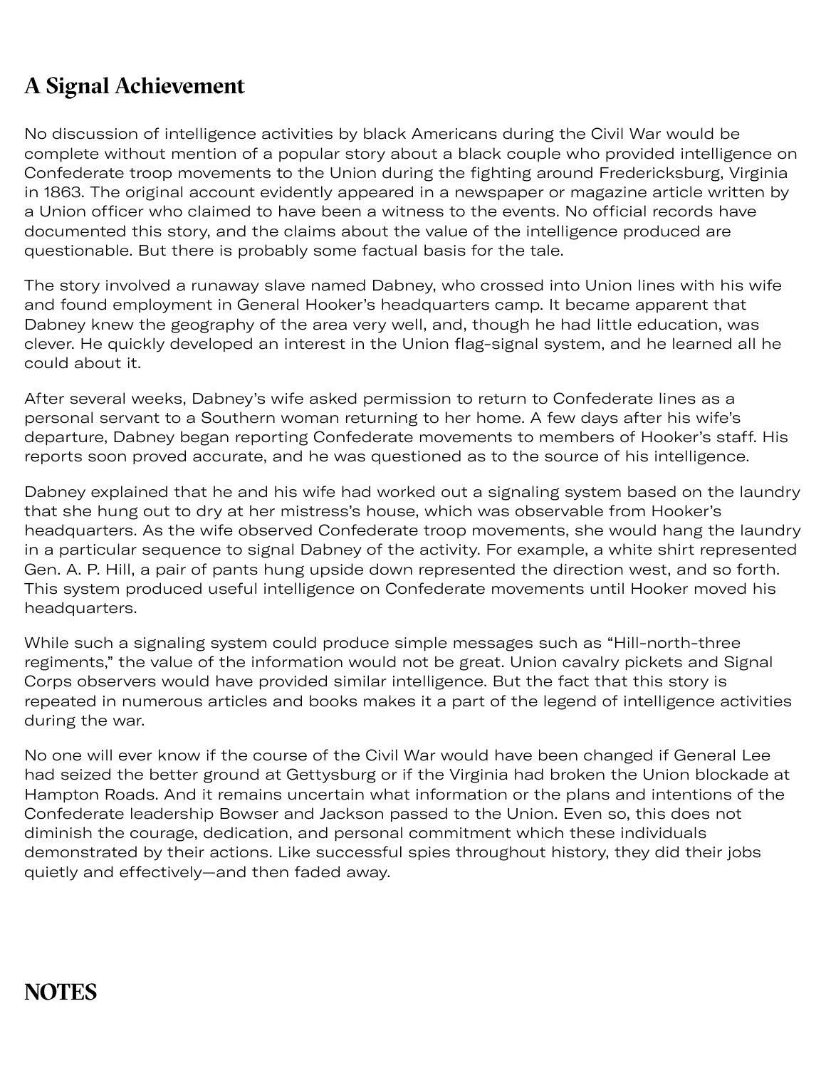## A Signal Achievement

No discussion of intelligence activities by black Americans during the Civil War would be complete without mention of a popular story about a black couple who provided intelligence on Confederate troop movements to the Union during the fighting around Fredericksburg, Virginia in 1863. The original account evidently appeared in a newspaper or magazine article written by a Union officer who claimed to have been a witness to the events. No official records have documented this story, and the claims about the value of the intelligence produced are questionable. But there is probably some factual basis for the tale.

The story involved a runaway slave named Dabney, who crossed into Union lines with his wife and found employment in General Hooker's headquarters camp. It became apparent that Dabney knew the geography of the area very well, and, though he had little education, was clever. He quickly developed an interest in the Union flag-signal system, and he learned all he could about it.

After several weeks, Dabney's wife asked permission to return to Confederate lines as a personal servant to a Southern woman returning to her home. A few days after his wife's departure, Dabney began reporting Confederate movements to members of Hooker's staff. His reports soon proved accurate, and he was questioned as to the source of his intelligence.

Dabney explained that he and his wife had worked out a signaling system based on the laundry that she hung out to dry at her mistress's house, which was observable from Hooker's headquarters. As the wife observed Confederate troop movements, she would hang the laundry in a particular sequence to signal Dabney of the activity. For example, a white shirt represented Gen. A. P. Hill, a pair of pants hung upside down represented the direction west, and so forth. This system produced useful intelligence on Confederate movements until Hooker moved his headquarters.

While such a signaling system could produce simple messages such as "Hill-north-three regiments," the value of the information would not be great. Union cavalry pickets and Signal Corps observers would have provided similar intelligence. But the fact that this story is repeated in numerous articles and books makes it a part of the legend of intelligence activities during the war.

No one will ever know if the course of the Civil War would have been changed if General Lee had seized the better ground at Gettysburg or if the Virginia had broken the Union blockade at Hampton Roads. And it remains uncertain what information or the plans and intentions of the Confederate leadership Bowser and Jackson passed to the Union. Even so, this does not diminish the courage, dedication, and personal commitment which these individuals demonstrated by their actions. Like successful spies throughout history, they did their jobs quietly and effectively—and then faded away.

## NOTES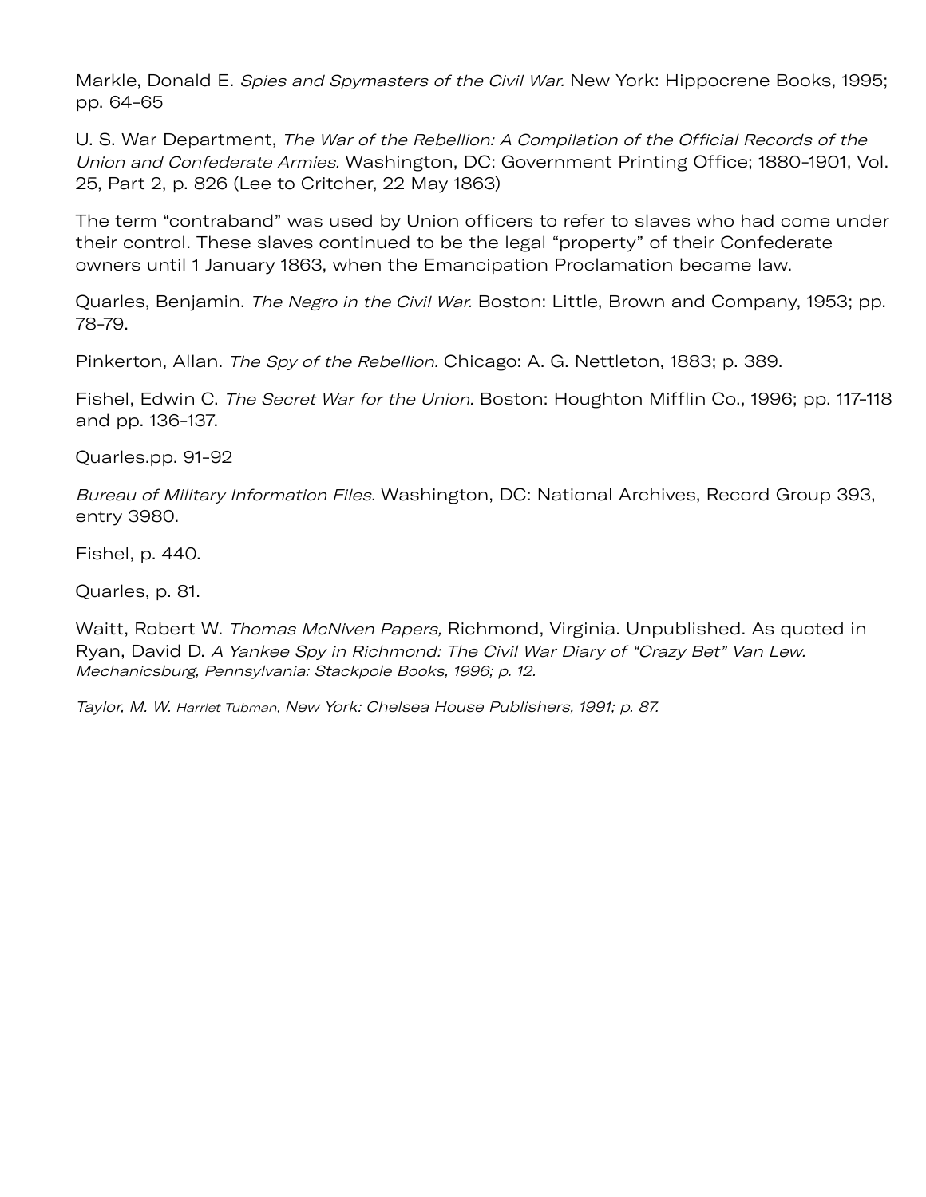Markle, Donald E. *Spies and Spymasters of the Civil War.* New York: Hippocrene Books, 1995; pp. 64-65

U. S. War Department, *The War of the Rebellion: A Compilation of the Official Records of the Union and Confederate Armies.* Washington, DC: Government Printing Office; 1880-1901, Vol. 25, Part 2, p. 826 (Lee to Critcher, 22 May 1863)

The term "contraband" was used by Union officers to refer to slaves who had come under their control. These slaves continued to be the legal "property" of their Confederate owners until 1 January 1863, when the Emancipation Proclamation became law.

Quarles, Benjamin. *The Negro in the Civil War.* Boston: Little, Brown and Company, 1953; pp. 78-79.

Pinkerton, Allan. *The Spy of the Rebellion.* Chicago: A. G. Nettleton, 1883; p. 389.

Fishel, Edwin C. *The Secret War for the Union.* Boston: Houghton Mifflin Co., 1996; pp. 117-118 and pp. 136-137.

Quarles.pp. 91-92

*Bureau of Military Information Files.* Washington, DC: National Archives, Record Group 393, entry 3980.

Fishel, p. 440.

Quarles, p. 81.

Waitt, Robert W. *Thomas McNiven Papers,* Richmond, Virginia. Unpublished. As quoted in Ryan, David D. *A Yankee Spy in Richmond: The Civil War Diary of "Crazy Bet" Van Lew. Mechanicsburg, Pennsylvania: Stackpole Books, 1996; p. 12.*

*Taylor, M. W. Harriet Tubman, New York: Chelsea House Publishers, 1991; p. 87.*